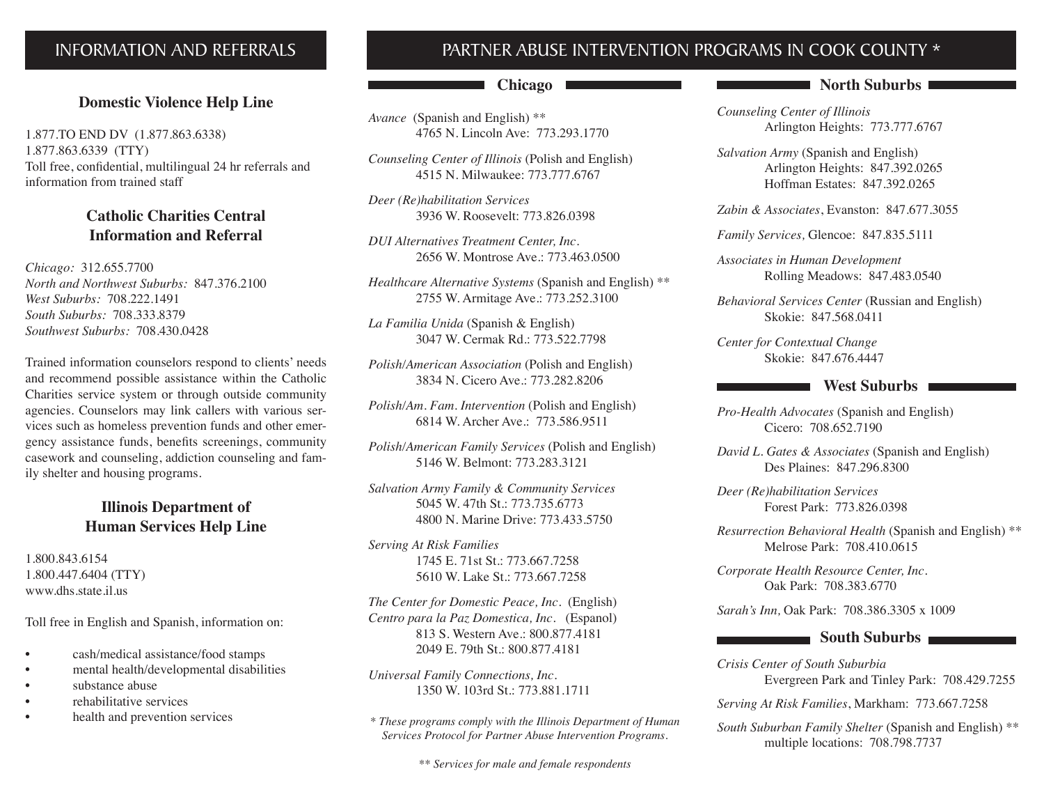# INFORMATION AND REFERRALS

### Domestic Violence Help Line

1.877.TO END DV (1.877.863.6338)
1.877.863.6339 (TTY)
Toll free, confidential, multilingual 24 hr referrals and information from trained staff

### Catholic Charities Central Information and Referral

*Chicago:* 312.655.7700
*North and Northwest Suburbs:* 847.376.2100
*West Suburbs:* 708.222.1491
*South Suburbs:* 708.333.8379
*Southwest Suburbs:* 708.430.0428

Trained information counselors respond to clients' needs and recommend possible assistance within the Catholic Charities service system or through outside community agencies. Counselors may link callers with various services such as homeless prevention funds and other emergency assistance funds, benefits screenings, community casework and counseling, addiction counseling and family shelter and housing programs.

### Illinois Department of Human Services Help Line

1.800.843.6154
1.800.447.6404 (TTY)
www.dhs.state.il.us

Toll free in English and Spanish, information on:

- cash/medical assistance/food stamps
- mental health/developmental disabilities
- substance abuse
- rehabilitative services
- health and prevention services

# PARTNER ABUSE INTERVENTION PROGRAMS IN COOK COUNTY *

### Chicago

*Avance* (Spanish and English) **
4765 N. Lincoln Ave: 773.293.1770

*Counseling Center of Illinois* (Polish and English)
4515 N. Milwaukee: 773.777.6767

*Deer (Re)habilitation Services*
3936 W. Roosevelt: 773.826.0398

*DUI Alternatives Treatment Center, Inc.*
2656 W. Montrose Ave.: 773.463.0500

*Healthcare Alternative Systems* (Spanish and English) **
2755 W. Armitage Ave.: 773.252.3100

*La Familia Unida* (Spanish & English)
3047 W. Cermak Rd.: 773.522.7798

*Polish/American Association* (Polish and English)
3834 N. Cicero Ave.: 773.282.8206

*Polish/Am. Fam. Intervention* (Polish and English)
6814 W. Archer Ave.: 773.586.9511

*Polish/American Family Services* (Polish and English)
5146 W. Belmont: 773.283.3121

*Salvation Army Family & Community Services*
5045 W. 47th St.: 773.735.6773
4800 N. Marine Drive: 773.433.5750

*Serving At Risk Families*
1745 E. 71st St.: 773.667.7258
5610 W. Lake St.: 773.667.7258

*The Center for Domestic Peace, Inc.* (English)
*Centro para la Paz Domestica, Inc.* (Espanol)
813 S. Western Ave.: 800.877.4181
2049 E. 79th St.: 800.877.4181

*Universal Family Connections, Inc.*
1350 W. 103rd St.: 773.881.1711

*\* These programs comply with the Illinois Department of Human Services Protocol for Partner Abuse Intervention Programs.*

*\*\* Services for male and female respondents*

### North Suburbs

*Counseling Center of Illinois*
Arlington Heights: 773.777.6767

*Salvation Army* (Spanish and English)
Arlington Heights: 847.392.0265
Hoffman Estates: 847.392.0265

*Zabin & Associates*, Evanston: 847.677.3055

*Family Services,* Glencoe: 847.835.5111

*Associates in Human Development*
Rolling Meadows: 847.483.0540

*Behavioral Services Center* (Russian and English)
Skokie: 847.568.0411

*Center for Contextual Change*
Skokie: 847.676.4447

### West Suburbs

*Pro-Health Advocates* (Spanish and English)
Cicero: 708.652.7190

*David L. Gates & Associates* (Spanish and English)
Des Plaines: 847.296.8300

*Deer (Re)habilitation Services*
Forest Park: 773.826.0398

*Resurrection Behavioral Health* (Spanish and English) **
Melrose Park: 708.410.0615

*Corporate Health Resource Center, Inc.*
Oak Park: 708.383.6770

*Sarah's Inn,* Oak Park: 708.386.3305 x 1009

### South Suburbs

*Crisis Center of South Suburbia*
Evergreen Park and Tinley Park: 708.429.7255

*Serving At Risk Families*, Markham: 773.667.7258

*South Suburban Family Shelter* (Spanish and English) **
multiple locations: 708.798.7737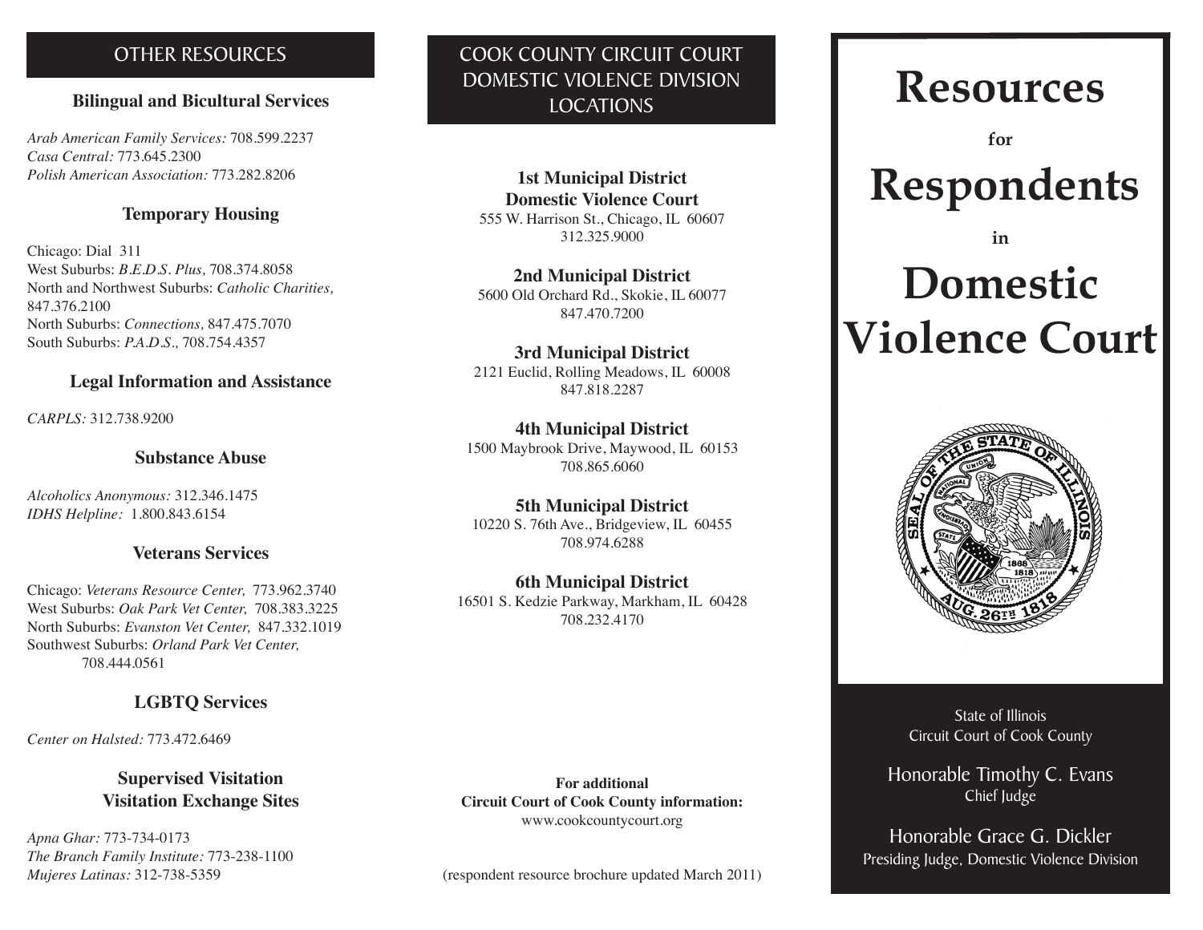## OTHER RESOURCES

### Bilingual and Bicultural Services

*Arab American Family Services:* 708.599.2237
*Casa Central:* 773.645.2300
*Polish American Association:* 773.282.8206

### Temporary Housing

Chicago: Dial 311
West Suburbs: *B.E.D.S. Plus,* 708.374.8058
North and Northwest Suburbs: *Catholic Charities,* 847.376.2100
North Suburbs: *Connections,* 847.475.7070
South Suburbs: *P.A.D.S.,* 708.754.4357

### Legal Information and Assistance

*CARPLS:* 312.738.9200

### Substance Abuse

*Alcoholics Anonymous:* 312.346.1475
*IDHS Helpline:* 1.800.843.6154

### Veterans Services

Chicago: *Veterans Resource Center,* 773.962.3740
West Suburbs: *Oak Park Vet Center,* 708.383.3225
North Suburbs: *Evanston Vet Center,* 847.332.1019
Southwest Suburbs: *Orland Park Vet Center,* 708.444.0561

### LGBTQ Services

*Center on Halsted:* 773.472.6469

### Supervised Visitation
### Visitation Exchange Sites

*Apna Ghar:* 773-734-0173
*The Branch Family Institute:* 773-238-1100
*Mujeres Latinas:* 312-738-5359

## COOK COUNTY CIRCUIT COURT DOMESTIC VIOLENCE DIVISION LOCATIONS

**1st Municipal District**
**Domestic Violence Court**
555 W. Harrison St., Chicago, IL 60607
312.325.9000

**2nd Municipal District**
5600 Old Orchard Rd., Skokie, IL 60077
847.470.7200

**3rd Municipal District**
2121 Euclid, Rolling Meadows, IL 60008
847.818.2287

**4th Municipal District**
1500 Maybrook Drive, Maywood, IL 60153
708.865.6060

**5th Municipal District**
10220 S. 76th Ave., Bridgeview, IL 60455
708.974.6288

**6th Municipal District**
16501 S. Kedzie Parkway, Markham, IL 60428
708.232.4170

**For additional**
**Circuit Court of Cook County information:**
www.cookcountycourt.org

(respondent resource brochure updated March 2011)

# Resources

**for**

# Respondents

**in**

# Domestic Violence Court

State of Illinois
Circuit Court of Cook County

Honorable Timothy C. Evans
Chief Judge

Honorable Grace G. Dickler
Presiding Judge, Domestic Violence Division